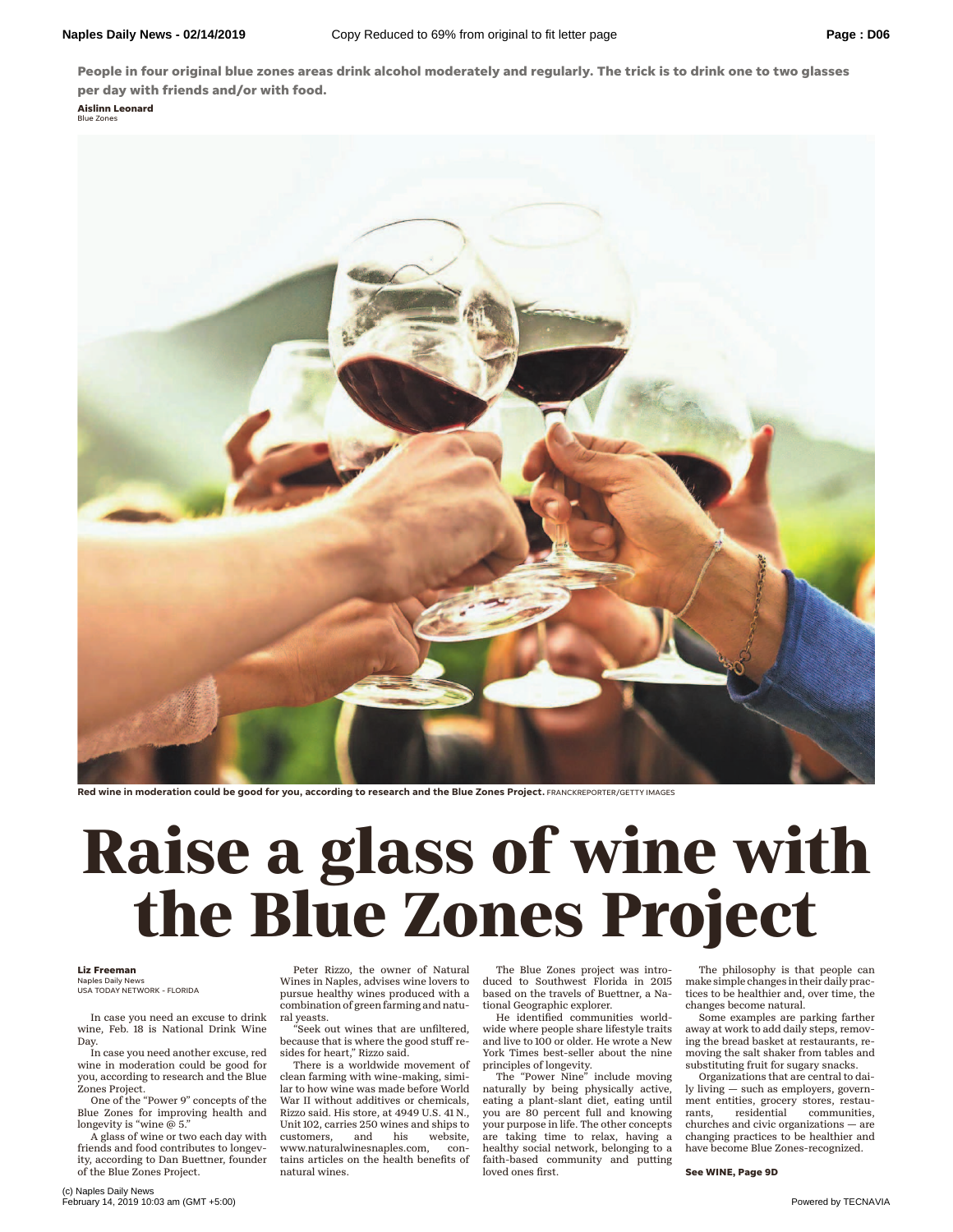**People in four original blue zones areas drink alcohol moderately and regularly. The trick is to drink one to two glasses per day with friends and/or with food.**

**Aislinn Leonard**
Blue Zones

**Red wine in moderation could be good for you, according to research and the Blue Zones Project.** FRANCKREPORTER/GETTY IMAGES

# Raise a glass of wine with the Blue Zones Project

**Liz Freeman**
Naples Daily News
USA TODAY NETWORK - FLORIDA

In case you need an excuse to drink wine, Feb. 18 is National Drink Wine Day.

In case you need another excuse, red wine in moderation could be good for you, according to research and the Blue Zones Project.

One of the "Power 9" concepts of the Blue Zones for improving health and longevity is "wine @ 5."

A glass of wine or two each day with friends and food contributes to longevity, according to Dan Buettner, founder of the Blue Zones Project.

Peter Rizzo, the owner of Natural Wines in Naples, advises wine lovers to pursue healthy wines produced with a combination of green farming and natural yeasts.

"Seek out wines that are unfiltered, because that is where the good stuff resides for heart," Rizzo said.

There is a worldwide movement of clean farming with wine-making, similar to how wine was made before World War II without additives or chemicals, Rizzo said. His store, at 4949 U.S. 41 N., Unit 102, carries 250 wines and ships to customers, and his website, www.naturalwinesnaples.com, contains articles on the health benefits of natural wines.

The Blue Zones project was introduced to Southwest Florida in 2015 based on the travels of Buettner, a National Geographic explorer.

He identified communities worldwide where people share lifestyle traits and live to 100 or older. He wrote a New York Times best-seller about the nine principles of longevity.

The "Power Nine" include moving naturally by being physically active, eating a plant-slant diet, eating until you are 80 percent full and knowing your purpose in life. The other concepts are taking time to relax, having a healthy social network, belonging to a faith-based community and putting loved ones first.

The philosophy is that people can make simple changes in their daily practices to be healthier and, over time, the changes become natural.

Some examples are parking farther away at work to add daily steps, removing the bread basket at restaurants, removing the salt shaker from tables and substituting fruit for sugary snacks.

Organizations that are central to daily living — such as employers, government entities, grocery stores, restaurants, residential communities, churches and civic organizations — are changing practices to be healthier and have become Blue Zones-recognized.

**See WINE, Page 9D**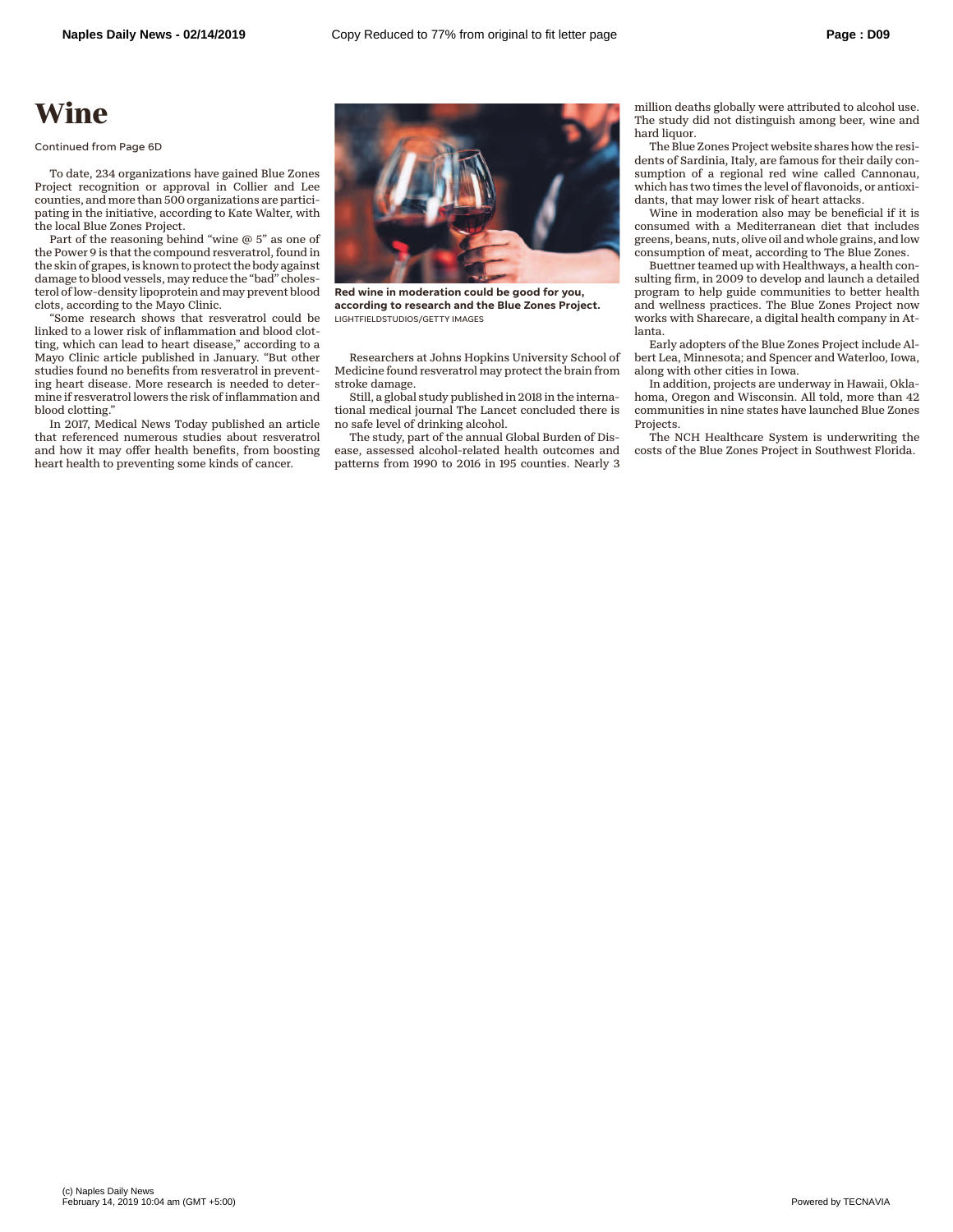# Wine

Continued from Page 6D

To date, 234 organizations have gained Blue Zones Project recognition or approval in Collier and Lee counties, and more than 500 organizations are participating in the initiative, according to Kate Walter, with the local Blue Zones Project.

Part of the reasoning behind "wine @ 5" as one of the Power 9 is that the compound resveratrol, found in the skin of grapes, is known to protect the body against damage to blood vessels, may reduce the "bad" cholesterol of low-density lipoprotein and may prevent blood clots, according to the Mayo Clinic.

"Some research shows that resveratrol could be linked to a lower risk of inflammation and blood clotting, which can lead to heart disease," according to a Mayo Clinic article published in January. "But other studies found no benefits from resveratrol in preventing heart disease. More research is needed to determine if resveratrol lowers the risk of inflammation and blood clotting."

In 2017, Medical News Today published an article that referenced numerous studies about resveratrol and how it may offer health benefits, from boosting heart health to preventing some kinds of cancer.

**Red wine in moderation could be good for you, according to research and the Blue Zones Project.**
LIGHTFIELDSTUDIOS/GETTY IMAGES

Researchers at Johns Hopkins University School of Medicine found resveratrol may protect the brain from stroke damage.

Still, a global study published in 2018 in the international medical journal The Lancet concluded there is no safe level of drinking alcohol.

The study, part of the annual Global Burden of Disease, assessed alcohol-related health outcomes and patterns from 1990 to 2016 in 195 counties. Nearly 3 million deaths globally were attributed to alcohol use. The study did not distinguish among beer, wine and hard liquor.

The Blue Zones Project website shares how the residents of Sardinia, Italy, are famous for their daily consumption of a regional red wine called Cannonau, which has two times the level of flavonoids, or antioxidants, that may lower risk of heart attacks.

Wine in moderation also may be beneficial if it is consumed with a Mediterranean diet that includes greens, beans, nuts, olive oil and whole grains, and low consumption of meat, according to The Blue Zones.

Buettner teamed up with Healthways, a health consulting firm, in 2009 to develop and launch a detailed program to help guide communities to better health and wellness practices. The Blue Zones Project now works with Sharecare, a digital health company in Atlanta.

Early adopters of the Blue Zones Project include Albert Lea, Minnesota; and Spencer and Waterloo, Iowa, along with other cities in Iowa.

In addition, projects are underway in Hawaii, Oklahoma, Oregon and Wisconsin. All told, more than 42 communities in nine states have launched Blue Zones Projects.

The NCH Healthcare System is underwriting the costs of the Blue Zones Project in Southwest Florida.